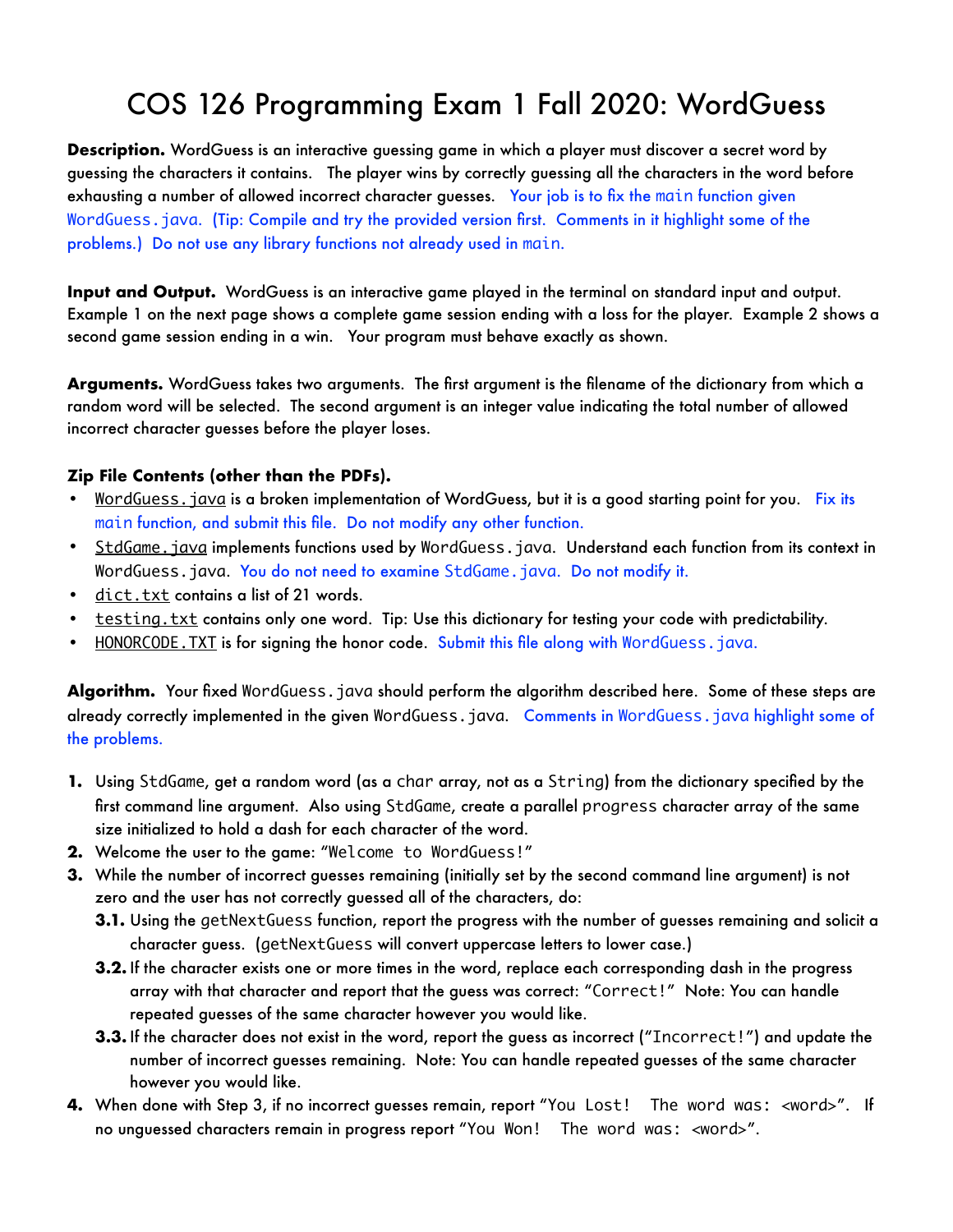# COS 126 Programming Exam 1 Fall 2020: WordGuess

**Description.** WordGuess is an interactive guessing game in which a player must discover a secret word by guessing the characters it contains. The player wins by correctly guessing all the characters in the word before exhausting a number of allowed incorrect character guesses. Your job is to fix the `main` function given `WordGuess.java`. (Tip: Compile and try the provided version first. Comments in it highlight some of the problems.) Do not use any library functions not already used in `main`.

**Input and Output.** WordGuess is an interactive game played in the terminal on standard input and output. Example 1 on the next page shows a complete game session ending with a loss for the player. Example 2 shows a second game session ending in a win. Your program must behave exactly as shown.

**Arguments.** WordGuess takes two arguments. The first argument is the filename of the dictionary from which a random word will be selected. The second argument is an integer value indicating the total number of allowed incorrect character guesses before the player loses.

**Zip File Contents (other than the PDFs).**

- `WordGuess.java` is a broken implementation of WordGuess, but it is a good starting point for you. Fix its `main` function, and submit this file. Do not modify any other function.
- `StdGame.java` implements functions used by `WordGuess.java`. Understand each function from its context in `WordGuess.java`. You do not need to examine `StdGame.java`. Do not modify it.
- `dict.txt` contains a list of 21 words.
- `testing.txt` contains only one word. Tip: Use this dictionary for testing your code with predictability.
- `HONORCODE.TXT` is for signing the honor code. Submit this file along with `WordGuess.java`.

**Algorithm.** Your fixed `WordGuess.java` should perform the algorithm described here. Some of these steps are already correctly implemented in the given `WordGuess.java`. Comments in `WordGuess.java` highlight some of the problems.

1. Using `StdGame`, get a random word (as a `char` array, not as a `String`) from the dictionary specified by the first command line argument. Also using `StdGame`, create a parallel `progress` character array of the same size initialized to hold a dash for each character of the word.
2. Welcome the user to the game: "`Welcome to WordGuess!`"
3. While the number of incorrect guesses remaining (initially set by the second command line argument) is not zero and the user has not correctly guessed all of the characters, do:
   - **3.1.** Using the `getNextGuess` function, report the progress with the number of guesses remaining and solicit a character guess. (`getNextGuess` will convert uppercase letters to lower case.)
   - **3.2.** If the character exists one or more times in the word, replace each corresponding dash in the progress array with that character and report that the guess was correct: "`Correct!`" Note: You can handle repeated guesses of the same character however you would like.
   - **3.3.** If the character does not exist in the word, report the guess as incorrect ("`Incorrect!`") and update the number of incorrect guesses remaining. Note: You can handle repeated guesses of the same character however you would like.
4. When done with Step 3, if no incorrect guesses remain, report "`You Lost!  The word was: <word>`". If no unguessed characters remain in progress report "`You Won!  The word was: <word>`".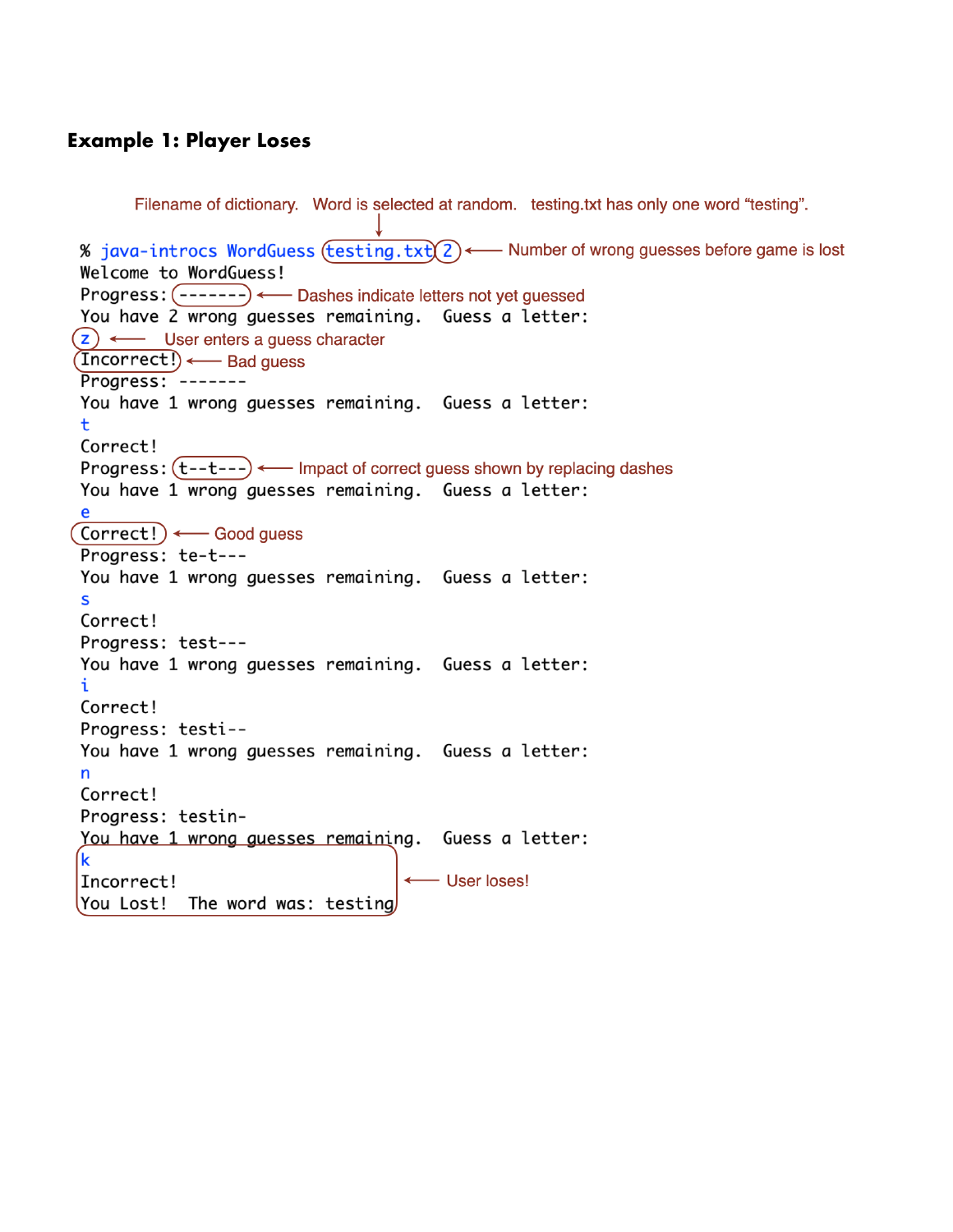### Example 1: Player Loses

Filename of dictionary. Word is selected at random. testing.txt has only one word “testing”.

```
% java-introcs WordGuess testing.txt 2
Welcome to WordGuess!
Progress: -------
You have 2 wrong guesses remaining.  Guess a letter:
z
Incorrect!
Progress: -------
You have 1 wrong guesses remaining.  Guess a letter:
t
Correct!
Progress: t--t---
You have 1 wrong guesses remaining.  Guess a letter:
e
Correct!
Progress: te-t---
You have 1 wrong guesses remaining.  Guess a letter:
s
Correct!
Progress: test---
You have 1 wrong guesses remaining.  Guess a letter:
i
Correct!
Progress: testi--
You have 1 wrong guesses remaining.  Guess a letter:
n
Correct!
Progress: testin-
You have 1 wrong guesses remaining.  Guess a letter:
k
Incorrect!
You Lost!  The word was: testing
```

Annotations:

- `2` ← Number of wrong guesses before game is lost
- `-------` ← Dashes indicate letters not yet guessed
- `z` ← User enters a guess character
- `Incorrect!` ← Bad guess
- `t--t---` ← Impact of correct guess shown by replacing dashes
- `Correct!` ← Good guess
- `k` / `Incorrect!` / `You Lost! The word was: testing` ← User loses!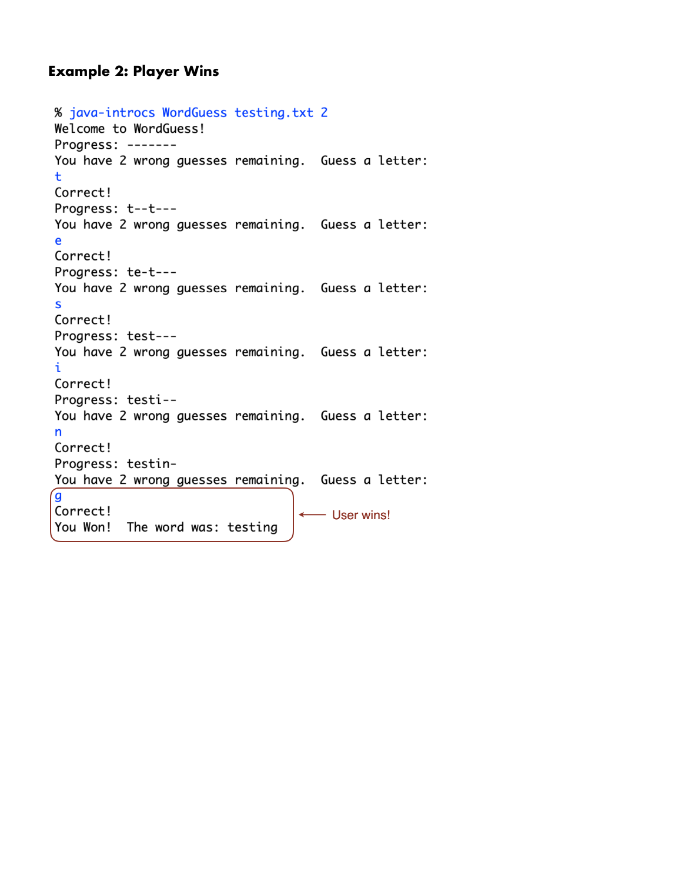### Example 2: Player Wins

```
% java-introcs WordGuess testing.txt 2
Welcome to WordGuess!
Progress: -------
You have 2 wrong guesses remaining.  Guess a letter:
t
Correct!
Progress: t--t---
You have 2 wrong guesses remaining.  Guess a letter:
e
Correct!
Progress: te-t---
You have 2 wrong guesses remaining.  Guess a letter:
s
Correct!
Progress: test---
You have 2 wrong guesses remaining.  Guess a letter:
i
Correct!
Progress: testi--
You have 2 wrong guesses remaining.  Guess a letter:
n
Correct!
Progress: testin-
You have 2 wrong guesses remaining.  Guess a letter:
g
Correct!
You Won!  The word was: testing
```

← User wins!